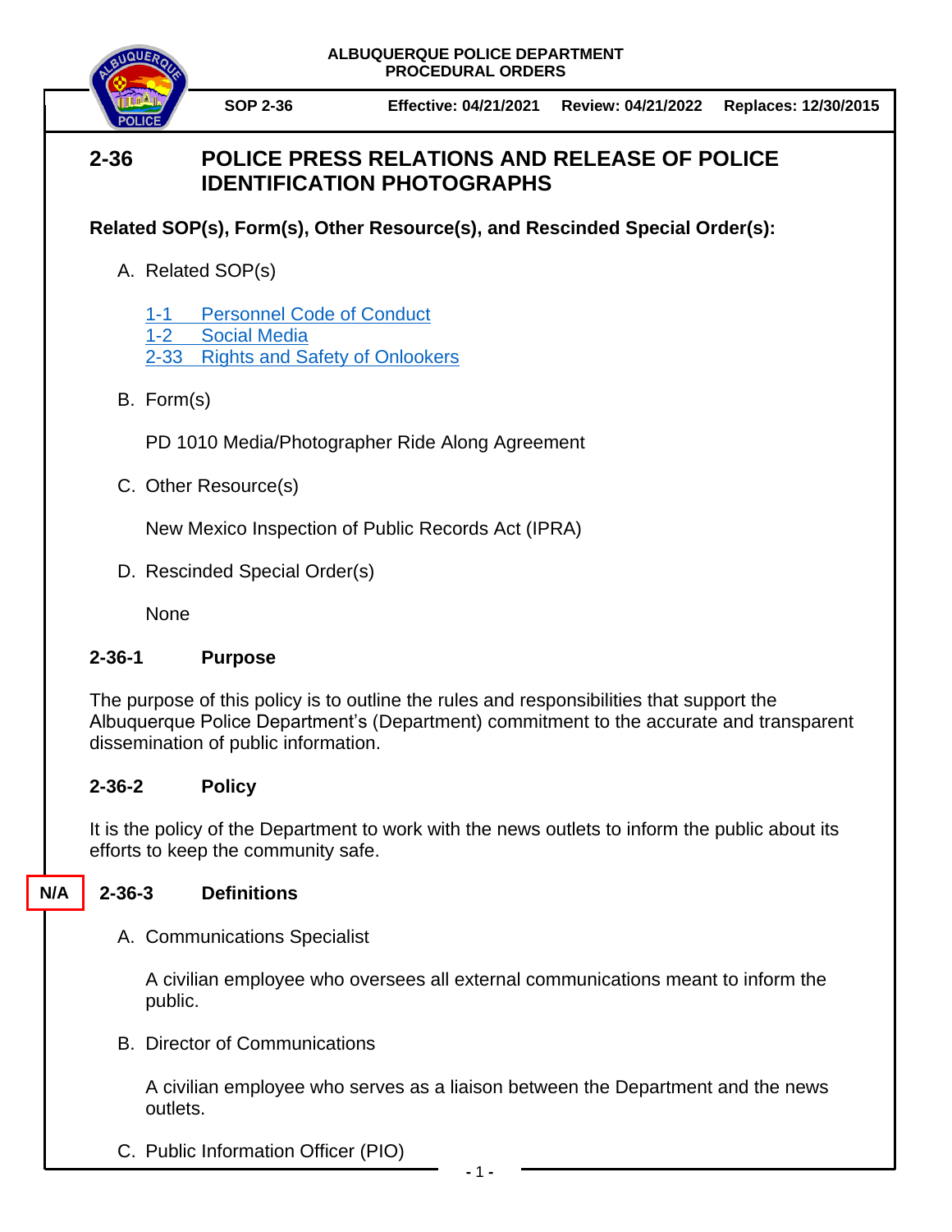ALBUQUERQUE POLICE DEPARTMENT
PROCEDURAL ORDERS

**SOP 2-36** | **Effective: 04/21/2021** | **Review: 04/21/2022** | **Replaces: 12/30/2015**

# 2-36 POLICE PRESS RELATIONS AND RELEASE OF POLICE IDENTIFICATION PHOTOGRAPHS

**Related SOP(s), Form(s), Other Resource(s), and Rescinded Special Order(s):**

A. Related SOP(s)

   1-1 Personnel Code of Conduct
   1-2 Social Media
   2-33 Rights and Safety of Onlookers

B. Form(s)

   PD 1010 Media/Photographer Ride Along Agreement

C. Other Resource(s)

   New Mexico Inspection of Public Records Act (IPRA)

D. Rescinded Special Order(s)

   None

## 2-36-1 Purpose

The purpose of this policy is to outline the rules and responsibilities that support the Albuquerque Police Department's (Department) commitment to the accurate and transparent dissemination of public information.

## 2-36-2 Policy

It is the policy of the Department to work with the news outlets to inform the public about its efforts to keep the community safe.

## N/A 2-36-3 Definitions

A. Communications Specialist

   A civilian employee who oversees all external communications meant to inform the public.

B. Director of Communications

   A civilian employee who serves as a liaison between the Department and the news outlets.

C. Public Information Officer (PIO)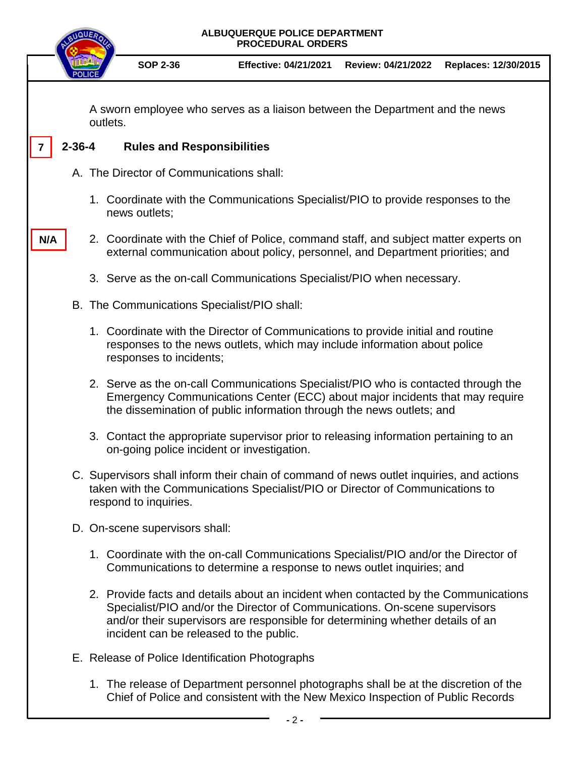A sworn employee who serves as a liaison between the Department and the news outlets.

7

## 2-36-4 Rules and Responsibilities

A. The Director of Communications shall:

1. Coordinate with the Communications Specialist/PIO to provide responses to the news outlets;

N/A

2. Coordinate with the Chief of Police, command staff, and subject matter experts on external communication about policy, personnel, and Department priorities; and

3. Serve as the on-call Communications Specialist/PIO when necessary.

B. The Communications Specialist/PIO shall:

1. Coordinate with the Director of Communications to provide initial and routine responses to the news outlets, which may include information about police responses to incidents;

2. Serve as the on-call Communications Specialist/PIO who is contacted through the Emergency Communications Center (ECC) about major incidents that may require the dissemination of public information through the news outlets; and

3. Contact the appropriate supervisor prior to releasing information pertaining to an on-going police incident or investigation.

C. Supervisors shall inform their chain of command of news outlet inquiries, and actions taken with the Communications Specialist/PIO or Director of Communications to respond to inquiries.

D. On-scene supervisors shall:

1. Coordinate with the on-call Communications Specialist/PIO and/or the Director of Communications to determine a response to news outlet inquiries; and

2. Provide facts and details about an incident when contacted by the Communications Specialist/PIO and/or the Director of Communications. On-scene supervisors and/or their supervisors are responsible for determining whether details of an incident can be released to the public.

E. Release of Police Identification Photographs

1. The release of Department personnel photographs shall be at the discretion of the Chief of Police and consistent with the New Mexico Inspection of Public Records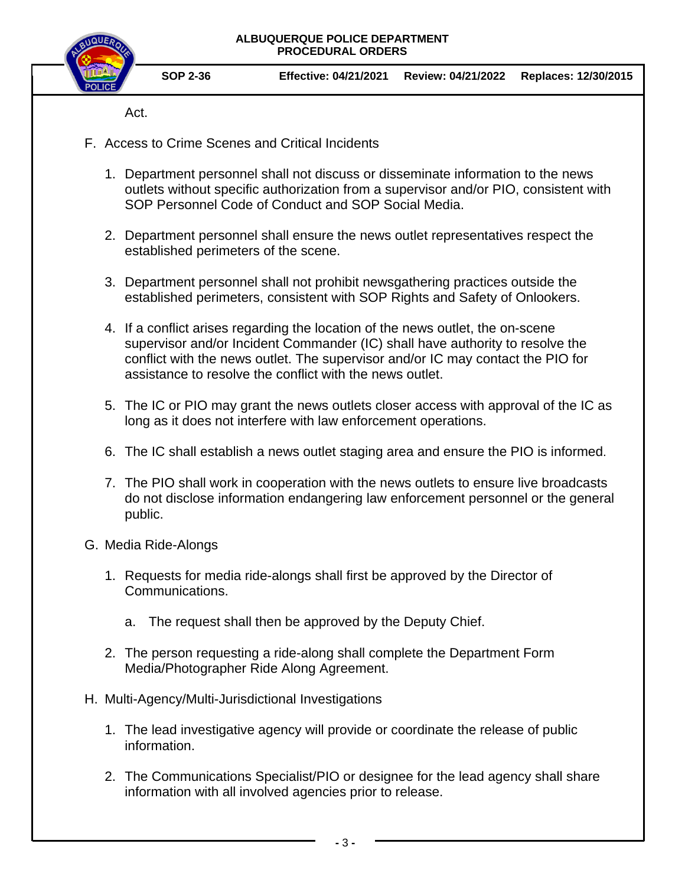Act.

F. Access to Crime Scenes and Critical Incidents

1. Department personnel shall not discuss or disseminate information to the news outlets without specific authorization from a supervisor and/or PIO, consistent with SOP Personnel Code of Conduct and SOP Social Media.

2. Department personnel shall ensure the news outlet representatives respect the established perimeters of the scene.

3. Department personnel shall not prohibit newsgathering practices outside the established perimeters, consistent with SOP Rights and Safety of Onlookers.

4. If a conflict arises regarding the location of the news outlet, the on-scene supervisor and/or Incident Commander (IC) shall have authority to resolve the conflict with the news outlet. The supervisor and/or IC may contact the PIO for assistance to resolve the conflict with the news outlet.

5. The IC or PIO may grant the news outlets closer access with approval of the IC as long as it does not interfere with law enforcement operations.

6. The IC shall establish a news outlet staging area and ensure the PIO is informed.

7. The PIO shall work in cooperation with the news outlets to ensure live broadcasts do not disclose information endangering law enforcement personnel or the general public.

G. Media Ride-Alongs

1. Requests for media ride-alongs shall first be approved by the Director of Communications.

   a. The request shall then be approved by the Deputy Chief.

2. The person requesting a ride-along shall complete the Department Form Media/Photographer Ride Along Agreement.

H. Multi-Agency/Multi-Jurisdictional Investigations

1. The lead investigative agency will provide or coordinate the release of public information.

2. The Communications Specialist/PIO or designee for the lead agency shall share information with all involved agencies prior to release.